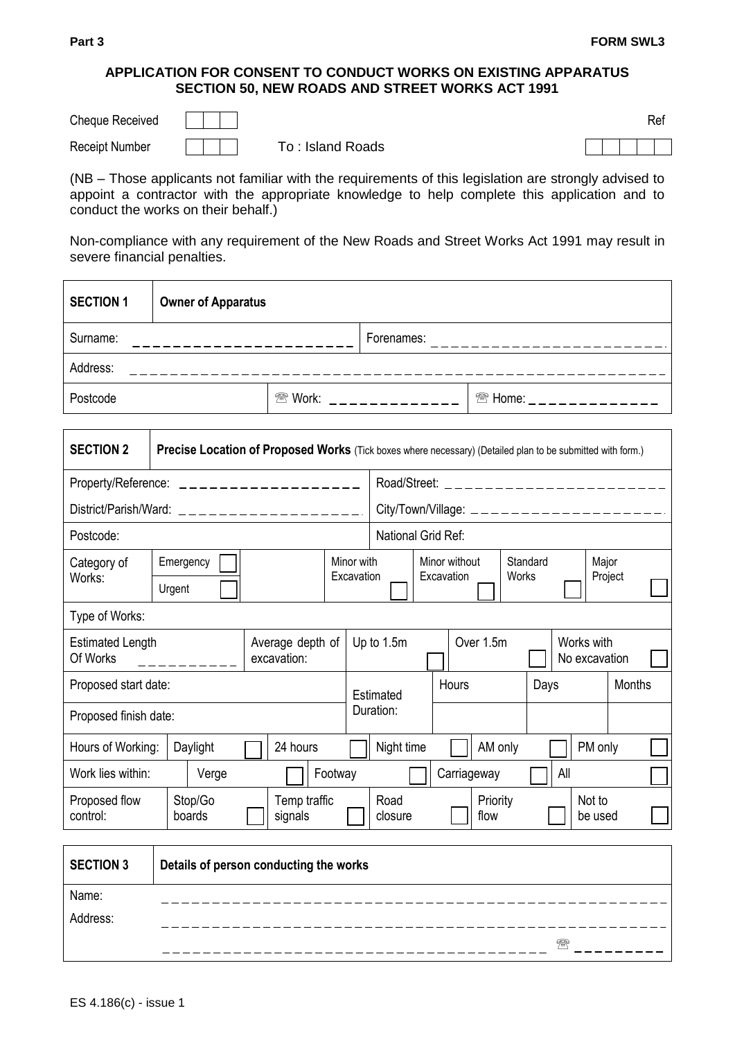**Part 3** **FORM SWL3**

## APPLICATION FOR CONSENT TO CONDUCT WORKS ON EXISTING APPARATUS
## SECTION 50, NEW ROADS AND STREET WORKS ACT 1991

Cheque Received

Receipt Number

To : Island Roads

Ref

(NB – Those applicants not familiar with the requirements of this legislation are strongly advised to appoint a contractor with the appropriate knowledge to help complete this application and to conduct the works on their behalf.)

Non-compliance with any requirement of the New Roads and Street Works Act 1991 may result in severe financial penalties.

| **SECTION 1** | **Owner of Apparatus** | | |
|---|---|---|---|
| Surname: | | Forenames: | |
| Address: | | | |
| Postcode | | ☏ Work: | ☏ Home: |

| **SECTION 2** | **Precise Location of Proposed Works** (Tick boxes where necessary) (Detailed plan to be submitted with form.) | | | | |
|---|---|---|---|---|---|
| Property/Reference: | | Road/Street: | | | |
| District/Parish/Ward: | | City/Town/Village: | | | |
| Postcode: | | National Grid Ref: | | | |
| Category of Works: | Emergency / Urgent | Minor with Excavation | Minor without Excavation | Standard Works | Major Project |
| Type of Works: | | | | | |
| Estimated Length Of Works | Average depth of excavation: | Up to 1.5m | Over 1.5m | Works with No excavation | |
| Proposed start date: | | Estimated Duration: | Hours | Days | Months |
| Proposed finish date: | | | | | |

| Hours of Working: | Daylight | 24 hours | Night time | AM only | PM only |
|---|---|---|---|---|---|
| Work lies within: | Verge | Footway | Carriageway | All | |
| Proposed flow control: | Stop/Go boards | Temp traffic signals | Road closure | Priority flow | Not to be used |

| **SECTION 3** | **Details of person conducting the works** |
|---|---|
| Name: | |
| Address: | |
| | ☏ |

ES 4.186(c) - issue 1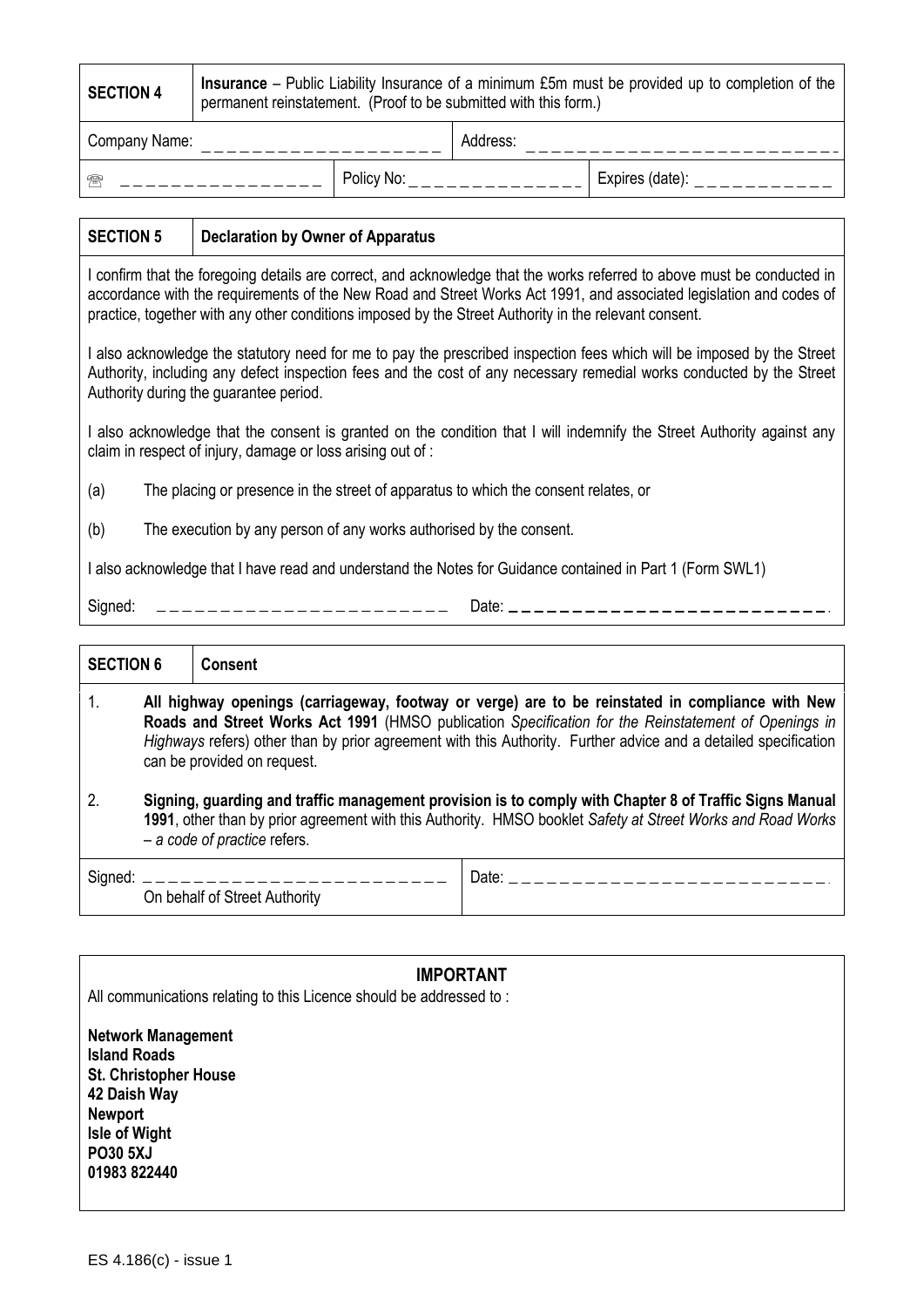| **SECTION 4** | **Insurance** – Public Liability Insurance of a minimum £5m must be provided up to completion of the permanent reinstatement. (Proof to be submitted with this form.) | |
|---|---|---|
| Company Name: _ _ _ _ _ _ _ _ _ _ _ _ _ _ _ _ _ _ _ _ | Address: _ _ _ _ _ _ _ _ _ _ _ _ _ _ _ _ _ _ _ _ _ _ _ _ _ _ | |
| ☎ _ _ _ _ _ _ _ _ _ _ _ _ _ _ _ _ | Policy No: _ _ _ _ _ _ _ _ _ _ _ _ _ _ _ | Expires (date): _ _ _ _ _ _ _ _ _ _ _ _ |

**SECTION 5** | **Declaration by Owner of Apparatus**

I confirm that the foregoing details are correct, and acknowledge that the works referred to above must be conducted in accordance with the requirements of the New Road and Street Works Act 1991, and associated legislation and codes of practice, together with any other conditions imposed by the Street Authority in the relevant consent.

I also acknowledge the statutory need for me to pay the prescribed inspection fees which will be imposed by the Street Authority, including any defect inspection fees and the cost of any necessary remedial works conducted by the Street Authority during the guarantee period.

I also acknowledge that the consent is granted on the condition that I will indemnify the Street Authority against any claim in respect of injury, damage or loss arising out of :

(a) The placing or presence in the street of apparatus to which the consent relates, or

(b) The execution by any person of any works authorised by the consent.

I also acknowledge that I have read and understand the Notes for Guidance contained in Part 1 (Form SWL1)

Signed: _ _ _ _ _ _ _ _ _ _ _ _ _ _ _ _ _ _ _ _ _ _ _ _ Date: _ _ _ _ _ _ _ _ _ _ _ _ _ _ _ _ _ _ _ _ _ _ _ _ _ _

**SECTION 6** | **Consent**

1. **All highway openings (carriageway, footway or verge) are to be reinstated in compliance with New Roads and Street Works Act 1991** (HMSO publication *Specification for the Reinstatement of Openings in Highways* refers) other than by prior agreement with this Authority. Further advice and a detailed specification can be provided on request.

2. **Signing, guarding and traffic management provision is to comply with Chapter 8 of Traffic Signs Manual 1991**, other than by prior agreement with this Authority. HMSO booklet *Safety at Street Works and Road Works – a code of practice* refers.

Signed: _ _ _ _ _ _ _ _ _ _ _ _ _ _ _ _ _ _ _ _ _ _ _ _ _ _
On behalf of Street Authority

Date: _ _ _ _ _ _ _ _ _ _ _ _ _ _ _ _ _ _ _ _ _ _ _ _ _ _

**IMPORTANT**

All communications relating to this Licence should be addressed to :

**Network Management**
**Island Roads**
**St. Christopher House**
**42 Daish Way**
**Newport**
**Isle of Wight**
**PO30 5XJ**
**01983 822440**

ES 4.186(c) - issue 1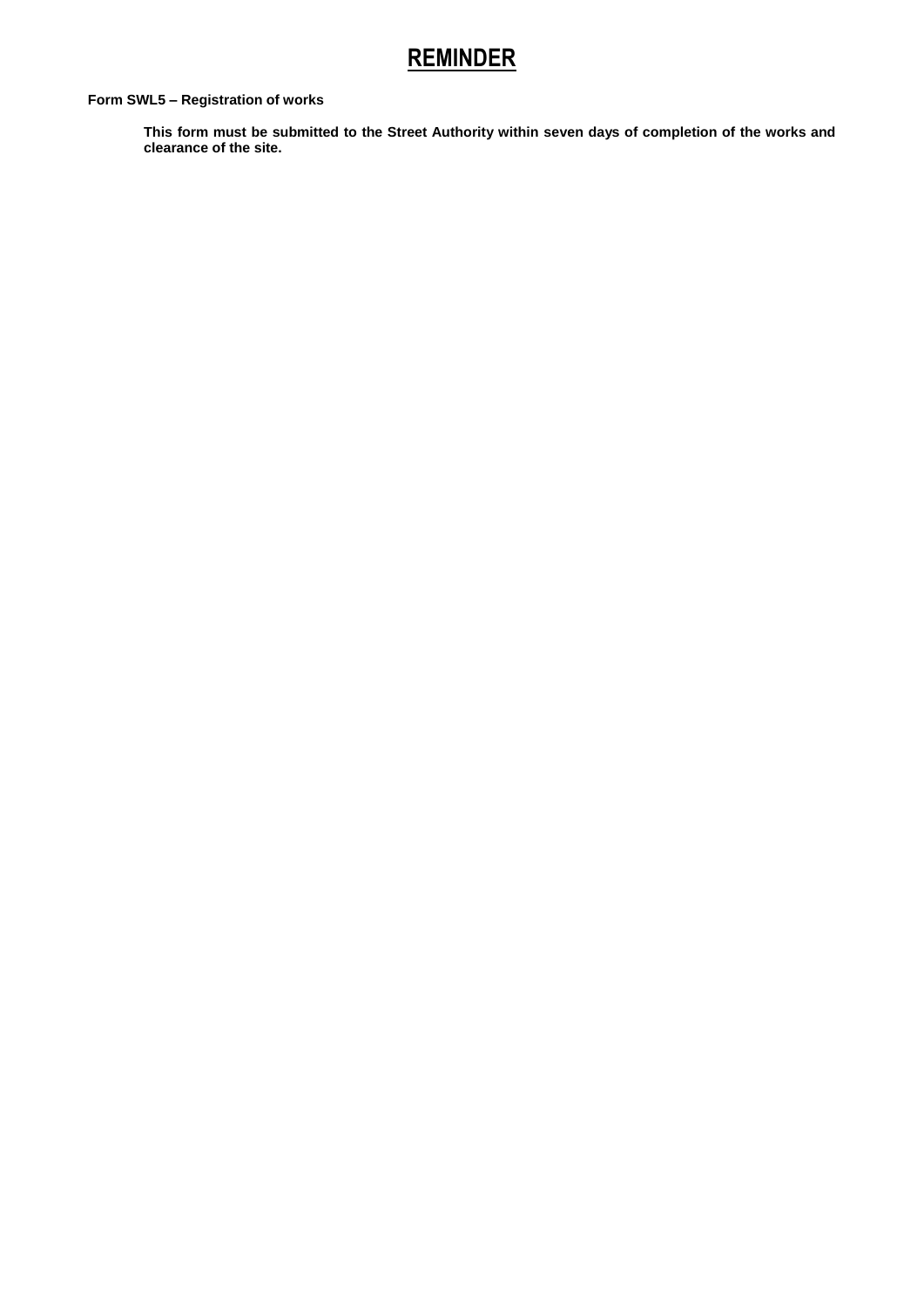# REMINDER

**Form SWL5 – Registration of works**

**This form must be submitted to the Street Authority within seven days of completion of the works and clearance of the site.**